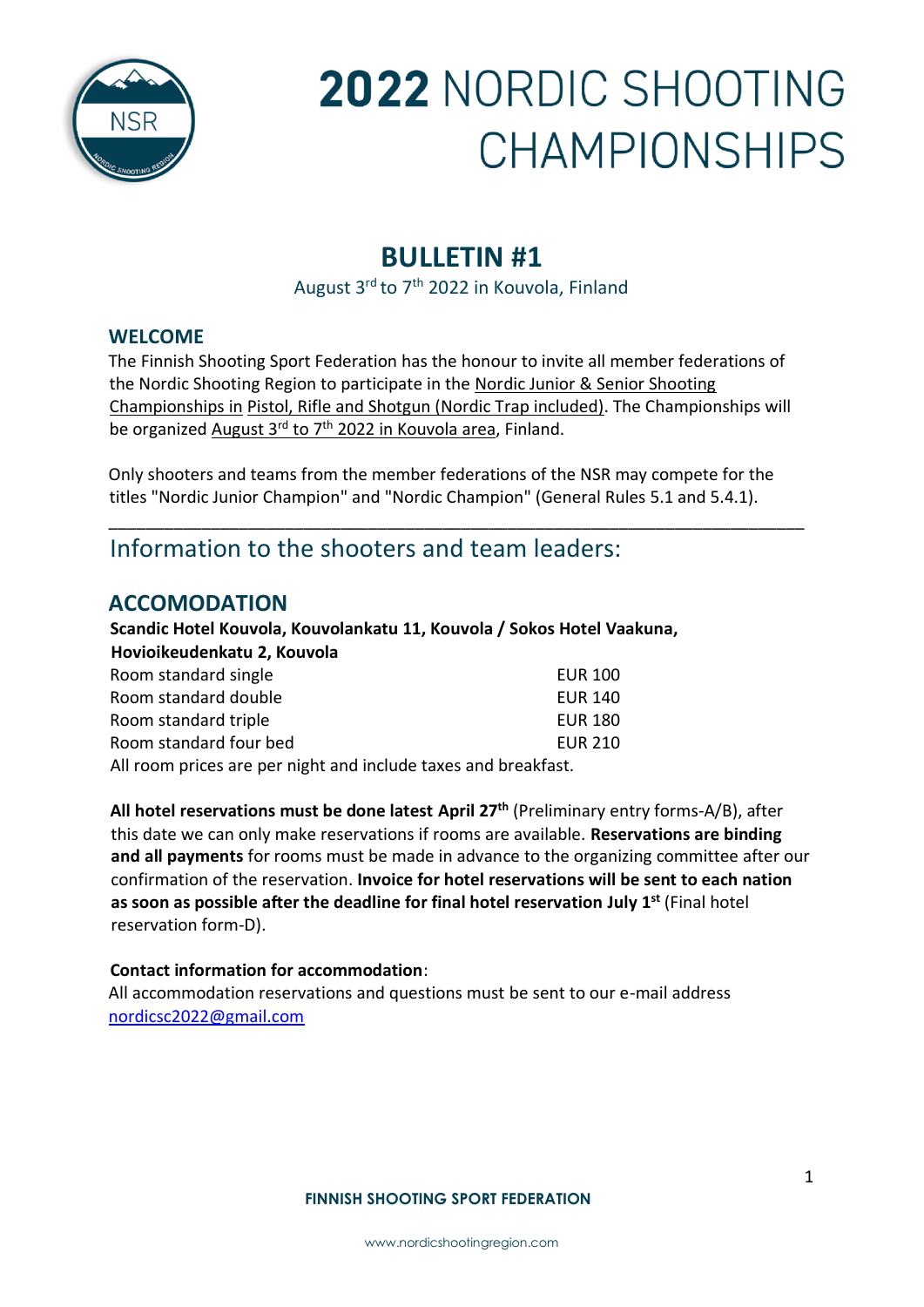# 2022 NORDIC SHOOTING CHAMPIONSHIPS

## BULLETIN #1

August 3rd to 7th 2022 in Kouvola, Finland

### WELCOME

The Finnish Shooting Sport Federation has the honour to invite all member federations of the Nordic Shooting Region to participate in the Nordic Junior & Senior Shooting Championships in Pistol, Rifle and Shotgun (Nordic Trap included). The Championships will be organized August 3rd to 7th 2022 in Kouvola area, Finland.

Only shooters and teams from the member federations of the NSR may compete for the titles "Nordic Junior Champion" and "Nordic Champion" (General Rules 5.1 and 5.4.1).

---

## Information to the shooters and team leaders:

### ACCOMODATION

**Scandic Hotel Kouvola, Kouvolankatu 11, Kouvola / Sokos Hotel Vaakuna, Hovioikeudenkatu 2, Kouvola**

| Room | Price |
|---|---|
| Room standard single | EUR 100 |
| Room standard double | EUR 140 |
| Room standard triple | EUR 180 |
| Room standard four bed | EUR 210 |

All room prices are per night and include taxes and breakfast.

**All hotel reservations must be done latest April 27th** (Preliminary entry forms-A/B), after this date we can only make reservations if rooms are available. **Reservations are binding and all payments** for rooms must be made in advance to the organizing committee after our confirmation of the reservation. **Invoice for hotel reservations will be sent to each nation as soon as possible after the deadline for final hotel reservation July 1st** (Final hotel reservation form-D).

**Contact information for accommodation**:

All accommodation reservations and questions must be sent to our e-mail address nordicsc2022@gmail.com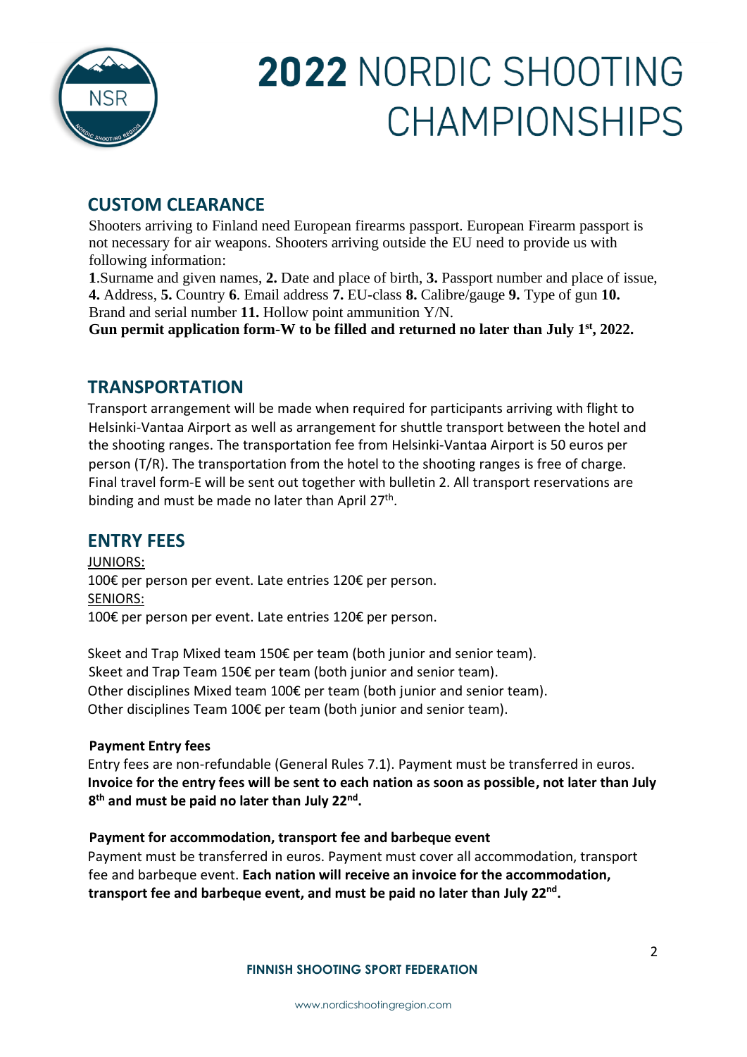## CUSTOM CLEARANCE

Shooters arriving to Finland need European firearms passport. European Firearm passport is not necessary for air weapons. Shooters arriving outside the EU need to provide us with following information:

**1**.Surname and given names, **2.** Date and place of birth, **3.** Passport number and place of issue, **4.** Address, **5.** Country **6**. Email address **7.** EU-class **8.** Calibre/gauge **9.** Type of gun **10.** Brand and serial number **11.** Hollow point ammunition Y/N.

**Gun permit application form-W to be filled and returned no later than July 1st, 2022.**

## TRANSPORTATION

Transport arrangement will be made when required for participants arriving with flight to Helsinki-Vantaa Airport as well as arrangement for shuttle transport between the hotel and the shooting ranges. The transportation fee from Helsinki-Vantaa Airport is 50 euros per person (T/R). The transportation from the hotel to the shooting ranges is free of charge. Final travel form-E will be sent out together with bulletin 2. All transport reservations are binding and must be made no later than April 27th.

## ENTRY FEES

JUNIORS:
100€ per person per event. Late entries 120€ per person.
SENIORS:
100€ per person per event. Late entries 120€ per person.

Skeet and Trap Mixed team 150€ per team (both junior and senior team).
Skeet and Trap Team 150€ per team (both junior and senior team).
Other disciplines Mixed team 100€ per team (both junior and senior team).
Other disciplines Team 100€ per team (both junior and senior team).

**Payment Entry fees**

Entry fees are non-refundable (General Rules 7.1). Payment must be transferred in euros. **Invoice for the entry fees will be sent to each nation as soon as possible, not later than July 8th and must be paid no later than July 22nd.**

**Payment for accommodation, transport fee and barbeque event**

Payment must be transferred in euros. Payment must cover all accommodation, transport fee and barbeque event. **Each nation will receive an invoice for the accommodation, transport fee and barbeque event, and must be paid no later than July 22nd.**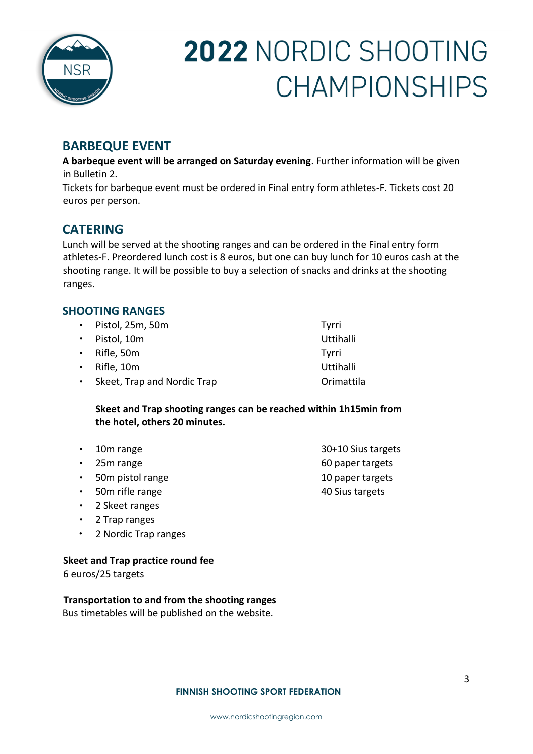# 2022 NORDIC SHOOTING CHAMPIONSHIPS

## BARBEQUE EVENT

**A barbeque event will be arranged on Saturday evening**. Further information will be given in Bulletin 2.

Tickets for barbeque event must be ordered in Final entry form athletes-F. Tickets cost 20 euros per person.

## CATERING

Lunch will be served at the shooting ranges and can be ordered in the Final entry form athletes-F. Preordered lunch cost is 8 euros, but one can buy lunch for 10 euros cash at the shooting range. It will be possible to buy a selection of snacks and drinks at the shooting ranges.

### SHOOTING RANGES

- Pistol, 25m, 50m — Tyrri
- Pistol, 10m — Uttihalli
- Rifle, 50m — Tyrri
- Rifle, 10m — Uttihalli
- Skeet, Trap and Nordic Trap — Orimattila

**Skeet and Trap shooting ranges can be reached within 1h15min from the hotel, others 20 minutes.**

- 10m range — 30+10 Sius targets
- 25m range — 60 paper targets
- 50m pistol range — 10 paper targets
- 50m rifle range — 40 Sius targets
- 2 Skeet ranges
- 2 Trap ranges
- 2 Nordic Trap ranges

**Skeet and Trap practice round fee**

6 euros/25 targets

**Transportation to and from the shooting ranges**

Bus timetables will be published on the website.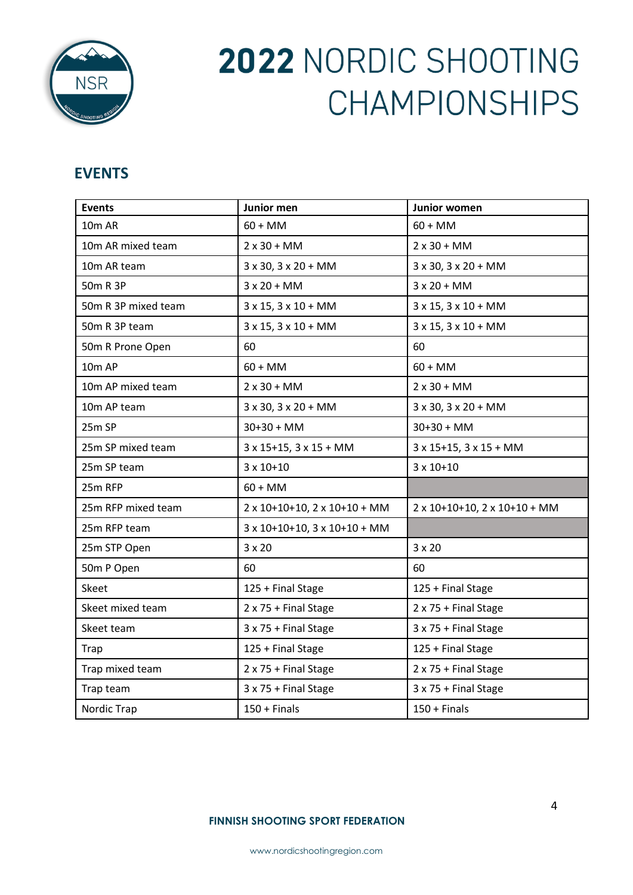# 2022 NORDIC SHOOTING CHAMPIONSHIPS

## EVENTS

| Events | Junior men | Junior women |
|---|---|---|
| 10m AR | 60 + MM | 60 + MM |
| 10m AR mixed team | 2 x 30 + MM | 2 x 30 + MM |
| 10m AR team | 3 x 30, 3 x 20 + MM | 3 x 30, 3 x 20 + MM |
| 50m R 3P | 3 x 20 + MM | 3 x 20 + MM |
| 50m R 3P mixed team | 3 x 15, 3 x 10 + MM | 3 x 15, 3 x 10 + MM |
| 50m R 3P team | 3 x 15, 3 x 10 + MM | 3 x 15, 3 x 10 + MM |
| 50m R Prone Open | 60 | 60 |
| 10m AP | 60 + MM | 60 + MM |
| 10m AP mixed team | 2 x 30 + MM | 2 x 30 + MM |
| 10m AP team | 3 x 30, 3 x 20 + MM | 3 x 30, 3 x 20 + MM |
| 25m SP | 30+30 + MM | 30+30 + MM |
| 25m SP mixed team | 3 x 15+15, 3 x 15 + MM | 3 x 15+15, 3 x 15 + MM |
| 25m SP team | 3 x 10+10 | 3 x 10+10 |
| 25m RFP | 60 + MM | |
| 25m RFP mixed team | 2 x 10+10+10, 2 x 10+10 + MM | 2 x 10+10+10, 2 x 10+10 + MM |
| 25m RFP team | 3 x 10+10+10, 3 x 10+10 + MM | |
| 25m STP Open | 3 x 20 | 3 x 20 |
| 50m P Open | 60 | 60 |
| Skeet | 125 + Final Stage | 125 + Final Stage |
| Skeet mixed team | 2 x 75 + Final Stage | 2 x 75 + Final Stage |
| Skeet team | 3 x 75 + Final Stage | 3 x 75 + Final Stage |
| Trap | 125 + Final Stage | 125 + Final Stage |
| Trap mixed team | 2 x 75 + Final Stage | 2 x 75 + Final Stage |
| Trap team | 3 x 75 + Final Stage | 3 x 75 + Final Stage |
| Nordic Trap | 150 + Finals | 150 + Finals |

**FINNISH SHOOTING SPORT FEDERATION**

www.nordicshootingregion.com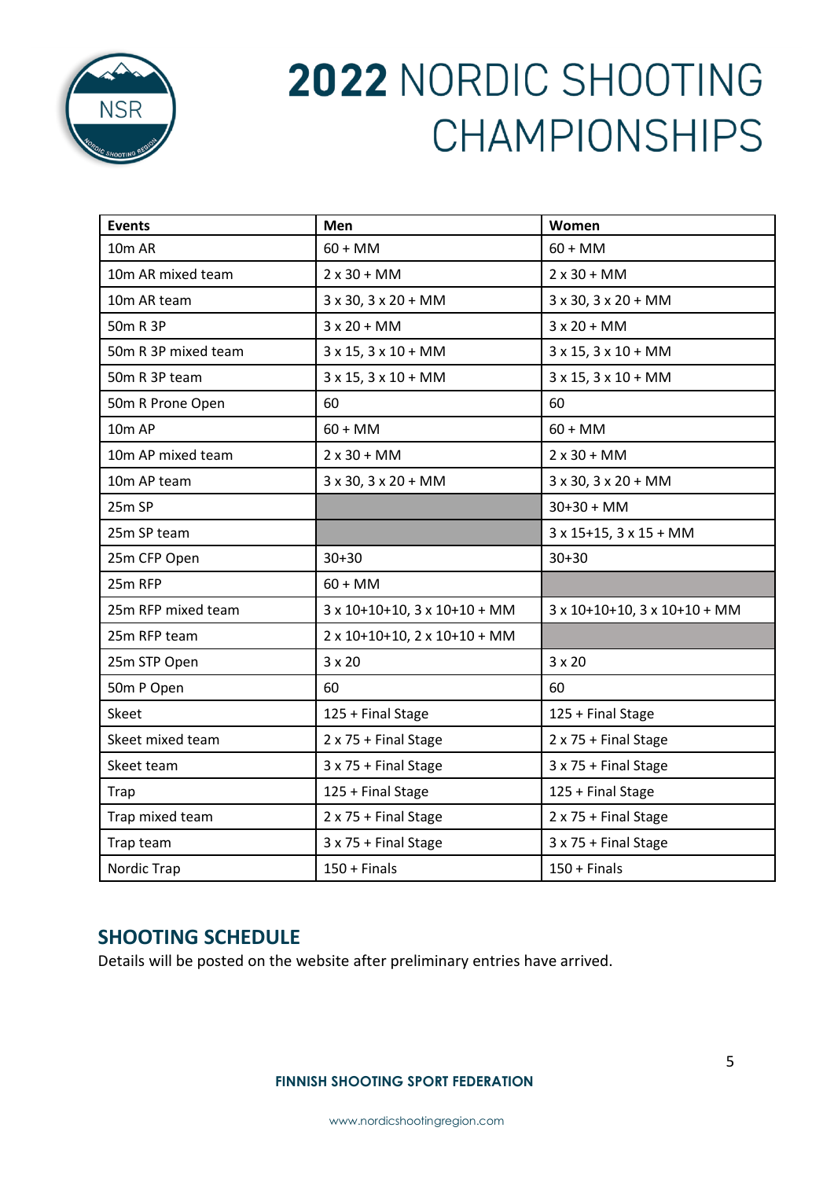# 2022 NORDIC SHOOTING CHAMPIONSHIPS

| Events | Men | Women |
|---|---|---|
| 10m AR | 60 + MM | 60 + MM |
| 10m AR mixed team | 2 x 30 + MM | 2 x 30 + MM |
| 10m AR team | 3 x 30, 3 x 20 + MM | 3 x 30, 3 x 20 + MM |
| 50m R 3P | 3 x 20 + MM | 3 x 20 + MM |
| 50m R 3P mixed team | 3 x 15, 3 x 10 + MM | 3 x 15, 3 x 10 + MM |
| 50m R 3P team | 3 x 15, 3 x 10 + MM | 3 x 15, 3 x 10 + MM |
| 50m R Prone Open | 60 | 60 |
| 10m AP | 60 + MM | 60 + MM |
| 10m AP mixed team | 2 x 30 + MM | 2 x 30 + MM |
| 10m AP team | 3 x 30, 3 x 20 + MM | 3 x 30, 3 x 20 + MM |
| 25m SP | | 30+30 + MM |
| 25m SP team | | 3 x 15+15, 3 x 15 + MM |
| 25m CFP Open | 30+30 | 30+30 |
| 25m RFP | 60 + MM | |
| 25m RFP mixed team | 3 x 10+10+10, 3 x 10+10 + MM | 3 x 10+10+10, 3 x 10+10 + MM |
| 25m RFP team | 2 x 10+10+10, 2 x 10+10 + MM | |
| 25m STP Open | 3 x 20 | 3 x 20 |
| 50m P Open | 60 | 60 |
| Skeet | 125 + Final Stage | 125 + Final Stage |
| Skeet mixed team | 2 x 75 + Final Stage | 2 x 75 + Final Stage |
| Skeet team | 3 x 75 + Final Stage | 3 x 75 + Final Stage |
| Trap | 125 + Final Stage | 125 + Final Stage |
| Trap mixed team | 2 x 75 + Final Stage | 2 x 75 + Final Stage |
| Trap team | 3 x 75 + Final Stage | 3 x 75 + Final Stage |
| Nordic Trap | 150 + Finals | 150 + Finals |

## SHOOTING SCHEDULE

Details will be posted on the website after preliminary entries have arrived.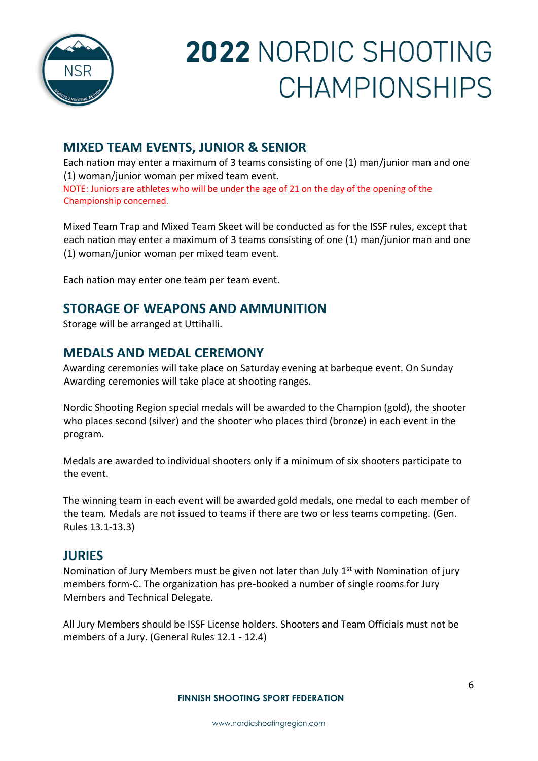## MIXED TEAM EVENTS, JUNIOR & SENIOR

Each nation may enter a maximum of 3 teams consisting of one (1) man/junior man and one (1) woman/junior woman per mixed team event.

NOTE: Juniors are athletes who will be under the age of 21 on the day of the opening of the Championship concerned.

Mixed Team Trap and Mixed Team Skeet will be conducted as for the ISSF rules, except that each nation may enter a maximum of 3 teams consisting of one (1) man/junior man and one (1) woman/junior woman per mixed team event.

Each nation may enter one team per team event.

## STORAGE OF WEAPONS AND AMMUNITION

Storage will be arranged at Uttihalli.

## MEDALS AND MEDAL CEREMONY

Awarding ceremonies will take place on Saturday evening at barbeque event. On Sunday Awarding ceremonies will take place at shooting ranges.

Nordic Shooting Region special medals will be awarded to the Champion (gold), the shooter who places second (silver) and the shooter who places third (bronze) in each event in the program.

Medals are awarded to individual shooters only if a minimum of six shooters participate to the event.

The winning team in each event will be awarded gold medals, one medal to each member of the team. Medals are not issued to teams if there are two or less teams competing. (Gen. Rules 13.1-13.3)

## JURIES

Nomination of Jury Members must be given not later than July 1st with Nomination of jury members form-C. The organization has pre-booked a number of single rooms for Jury Members and Technical Delegate.

All Jury Members should be ISSF License holders. Shooters and Team Officials must not be members of a Jury. (General Rules 12.1 - 12.4)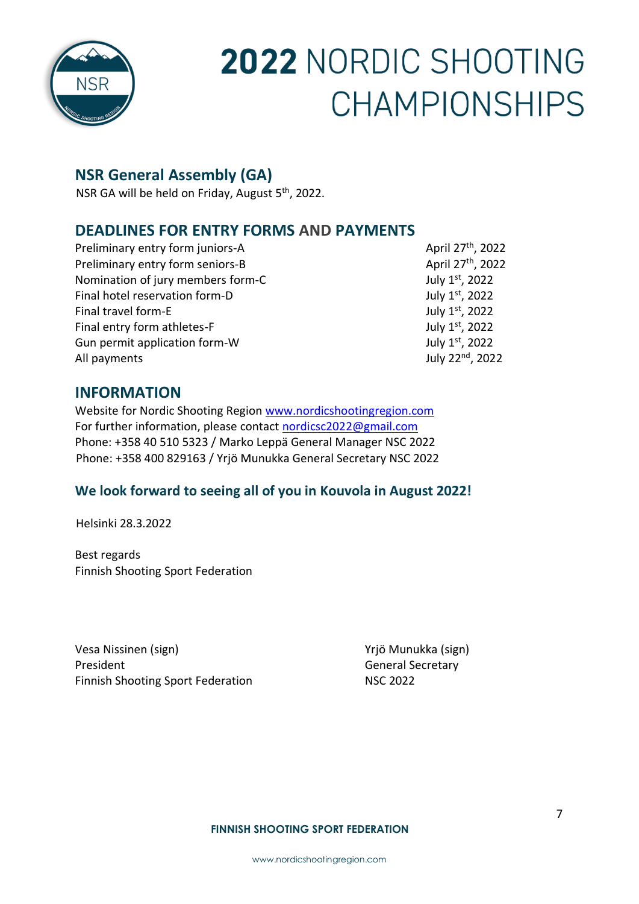# 2022 NORDIC SHOOTING CHAMPIONSHIPS

## NSR General Assembly (GA)

NSR GA will be held on Friday, August 5th, 2022.

## DEADLINES FOR ENTRY FORMS AND PAYMENTS

| | |
|---|---|
| Preliminary entry form juniors-A | April 27th, 2022 |
| Preliminary entry form seniors-B | April 27th, 2022 |
| Nomination of jury members form-C | July 1st, 2022 |
| Final hotel reservation form-D | July 1st, 2022 |
| Final travel form-E | July 1st, 2022 |
| Final entry form athletes-F | July 1st, 2022 |
| Gun permit application form-W | July 1st, 2022 |
| All payments | July 22nd, 2022 |

## INFORMATION

Website for Nordic Shooting Region www.nordicshootingregion.com
For further information, please contact nordicsc2022@gmail.com
Phone: +358 40 510 5323 / Marko Leppä General Manager NSC 2022
Phone: +358 400 829163 / Yrjö Munukka General Secretary NSC 2022

### We look forward to seeing all of you in Kouvola in August 2022!

Helsinki 28.3.2022

Best regards
Finnish Shooting Sport Federation

Vesa Nissinen (sign)
President
Finnish Shooting Sport Federation

Yrjö Munukka (sign)
General Secretary
NSC 2022